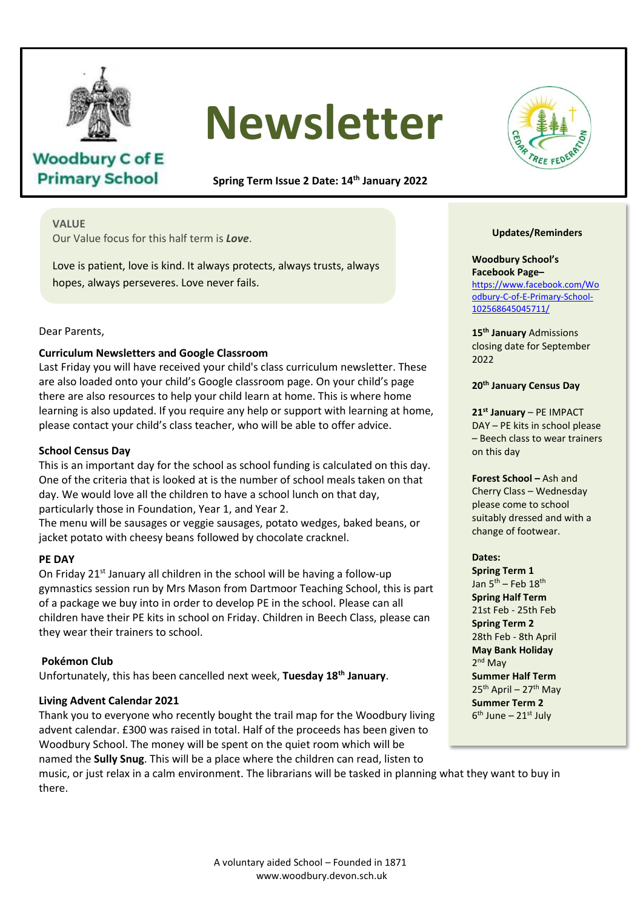Woodbury C of E Primary School

# Newsletter

Spring Term Issue 2 Date: 14th January 2022

CEDAR TREE FEDERATION

**VALUE**

Our Value focus for this half term is ***Love***.

Love is patient, love is kind. It always protects, always trusts, always hopes, always perseveres. Love never fails.

Dear Parents,

**Curriculum Newsletters and Google Classroom**

Last Friday you will have received your child's class curriculum newsletter. These are also loaded onto your child's Google classroom page. On your child's page there are also resources to help your child learn at home. This is where home learning is also updated. If you require any help or support with learning at home, please contact your child's class teacher, who will be able to offer advice.

**School Census Day**

This is an important day for the school as school funding is calculated on this day. One of the criteria that is looked at is the number of school meals taken on that day. We would love all the children to have a school lunch on that day, particularly those in Foundation, Year 1, and Year 2.

The menu will be sausages or veggie sausages, potato wedges, baked beans, or jacket potato with cheesy beans followed by chocolate cracknel.

**PE DAY**

On Friday 21st January all children in the school will be having a follow-up gymnastics session run by Mrs Mason from Dartmoor Teaching School, this is part of a package we buy into in order to develop PE in the school. Please can all children have their PE kits in school on Friday. Children in Beech Class, please can they wear their trainers to school.

**Pokémon Club**

Unfortunately, this has been cancelled next week, **Tuesday 18th January**.

**Living Advent Calendar 2021**

Thank you to everyone who recently bought the trail map for the Woodbury living advent calendar. £300 was raised in total. Half of the proceeds has been given to Woodbury School. The money will be spent on the quiet room which will be named the **Sully Snug**. This will be a place where the children can read, listen to music, or just relax in a calm environment. The librarians will be tasked in planning what they want to buy in there.

**Updates/Reminders**

**Woodbury School's Facebook Page–** https://www.facebook.com/Woodbury-C-of-E-Primary-School-102568645045711/

**15th January** Admissions closing date for September 2022

**20th January Census Day**

**21st January** – PE IMPACT DAY – PE kits in school please – Beech class to wear trainers on this day

**Forest School –** Ash and Cherry Class – Wednesday please come to school suitably dressed and with a change of footwear.

**Dates:**

**Spring Term 1**
Jan 5th – Feb 18th
**Spring Half Term**
21st Feb - 25th Feb
**Spring Term 2**
28th Feb - 8th April
**May Bank Holiday**
2nd May
**Summer Half Term**
25th April – 27th May
**Summer Term 2**
6th June – 21st July

A voluntary aided School – Founded in 1871
www.woodbury.devon.sch.uk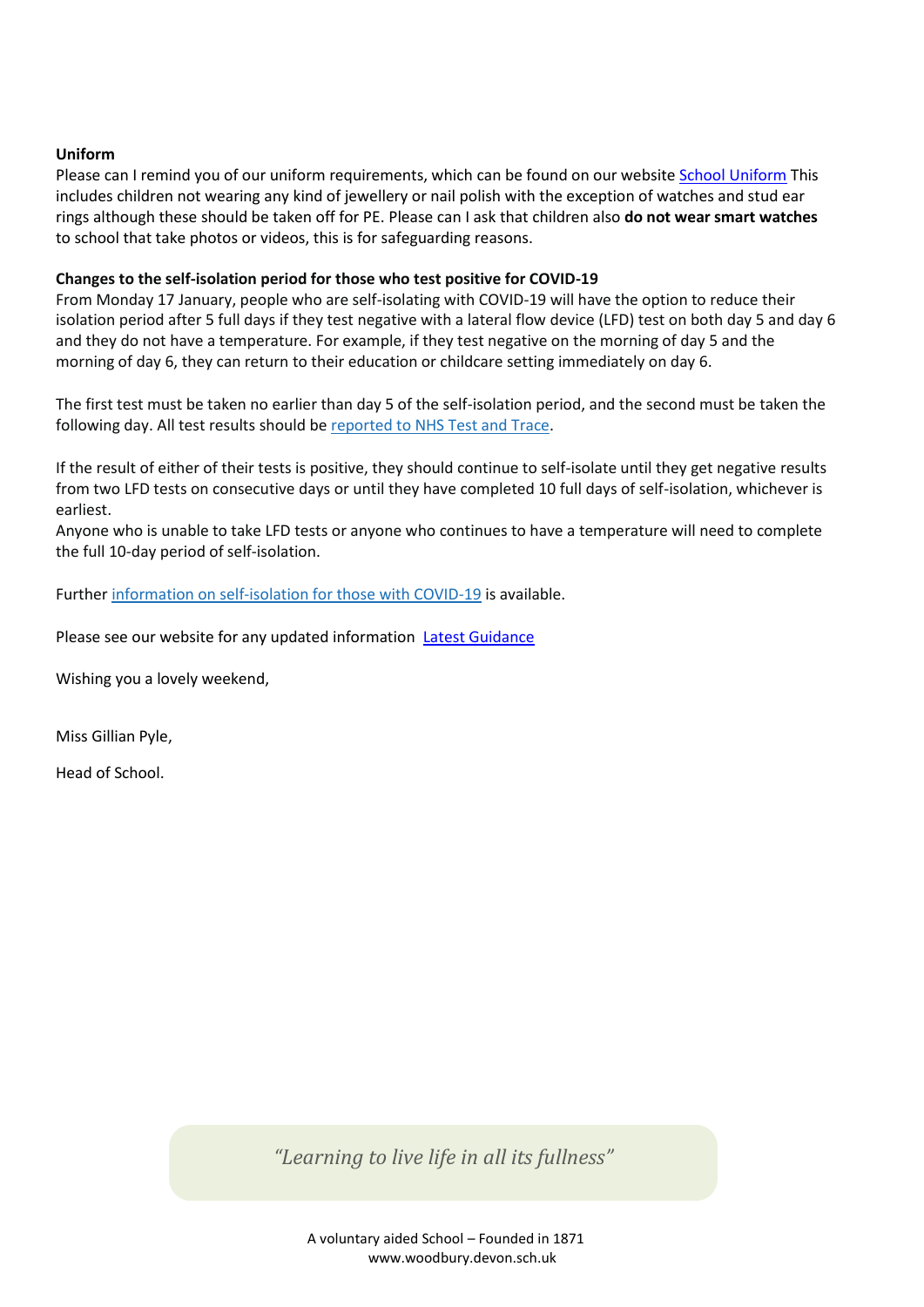**Uniform**

Please can I remind you of our uniform requirements, which can be found on our website School Uniform This includes children not wearing any kind of jewellery or nail polish with the exception of watches and stud ear rings although these should be taken off for PE. Please can I ask that children also **do not wear smart watches** to school that take photos or videos, this is for safeguarding reasons.

**Changes to the self-isolation period for those who test positive for COVID-19**

From Monday 17 January, people who are self-isolating with COVID-19 will have the option to reduce their isolation period after 5 full days if they test negative with a lateral flow device (LFD) test on both day 5 and day 6 and they do not have a temperature. For example, if they test negative on the morning of day 5 and the morning of day 6, they can return to their education or childcare setting immediately on day 6.

The first test must be taken no earlier than day 5 of the self-isolation period, and the second must be taken the following day. All test results should be reported to NHS Test and Trace.

If the result of either of their tests is positive, they should continue to self-isolate until they get negative results from two LFD tests on consecutive days or until they have completed 10 full days of self-isolation, whichever is earliest.

Anyone who is unable to take LFD tests or anyone who continues to have a temperature will need to complete the full 10-day period of self-isolation.

Further information on self-isolation for those with COVID-19 is available.

Please see our website for any updated information Latest Guidance

Wishing you a lovely weekend,

Miss Gillian Pyle,

Head of School.

*"Learning to live life in all its fullness"*

A voluntary aided School – Founded in 1871
www.woodbury.devon.sch.uk